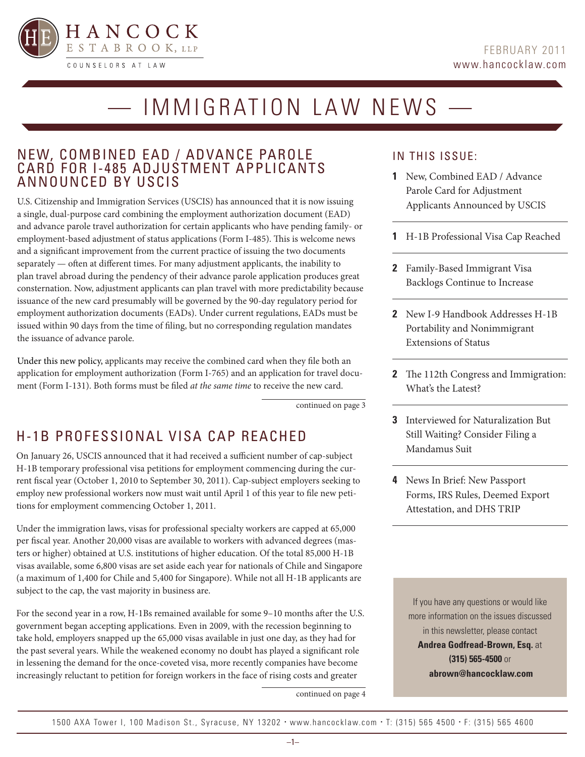HANCOCK ESTABROOK, LLP

COUNSELORS AT LAW

FEBRUARY 2011
www.hancocklaw.com

# — IMMIGRATION LAW NEWS —

## NEW, COMBINED EAD / ADVANCE PAROLE CARD FOR I-485 ADJUSTMENT APPLICANTS ANNOUNCED BY USCIS

U.S. Citizenship and Immigration Services (USCIS) has announced that it is now issuing a single, dual-purpose card combining the employment authorization document (EAD) and advance parole travel authorization for certain applicants who have pending family- or employment-based adjustment of status applications (Form I-485). This is welcome news and a significant improvement from the current practice of issuing the two documents separately — often at different times. For many adjustment applicants, the inability to plan travel abroad during the pendency of their advance parole application produces great consternation. Now, adjustment applicants can plan travel with more predictability because issuance of the new card presumably will be governed by the 90-day regulatory period for employment authorization documents (EADs). Under current regulations, EADs must be issued within 90 days from the time of filing, but no corresponding regulation mandates the issuance of advance parole.

Under this new policy, applicants may receive the combined card when they file both an application for employment authorization (Form I-765) and an application for travel document (Form I-131). Both forms must be filed *at the same time* to receive the new card.

continued on page 3

## H-1B PROFESSIONAL VISA CAP REACHED

On January 26, USCIS announced that it had received a sufficient number of cap-subject H-1B temporary professional visa petitions for employment commencing during the current fiscal year (October 1, 2010 to September 30, 2011). Cap-subject employers seeking to employ new professional workers now must wait until April 1 of this year to file new petitions for employment commencing October 1, 2011.

Under the immigration laws, visas for professional specialty workers are capped at 65,000 per fiscal year. Another 20,000 visas are available to workers with advanced degrees (masters or higher) obtained at U.S. institutions of higher education. Of the total 85,000 H-1B visas available, some 6,800 visas are set aside each year for nationals of Chile and Singapore (a maximum of 1,400 for Chile and 5,400 for Singapore). While not all H-1B applicants are subject to the cap, the vast majority in business are.

For the second year in a row, H-1Bs remained available for some 9–10 months after the U.S. government began accepting applications. Even in 2009, with the recession beginning to take hold, employers snapped up the 65,000 visas available in just one day, as they had for the past several years. While the weakened economy no doubt has played a significant role in lessening the demand for the once-coveted visa, more recently companies have become increasingly reluctant to petition for foreign workers in the face of rising costs and greater

continued on page 4

## IN THIS ISSUE:

- **1** New, Combined EAD / Advance Parole Card for Adjustment Applicants Announced by USCIS
- **1** H-1B Professional Visa Cap Reached
- **2** Family-Based Immigrant Visa Backlogs Continue to Increase
- **2** New I-9 Handbook Addresses H-1B Portability and Nonimmigrant Extensions of Status
- **2** The 112th Congress and Immigration: What's the Latest?
- **3** Interviewed for Naturalization But Still Waiting? Consider Filing a Mandamus Suit
- **4** News In Brief: New Passport Forms, IRS Rules, Deemed Export Attestation, and DHS TRIP

If you have any questions or would like more information on the issues discussed in this newsletter, please contact **Andrea Godfread-Brown, Esq.** at **(315) 565-4500** or **abrown@hancocklaw.com**

1500 AXA Tower I, 100 Madison St., Syracuse, NY 13202 • www.hancocklaw.com • T: (315) 565 4500 • F: (315) 565 4600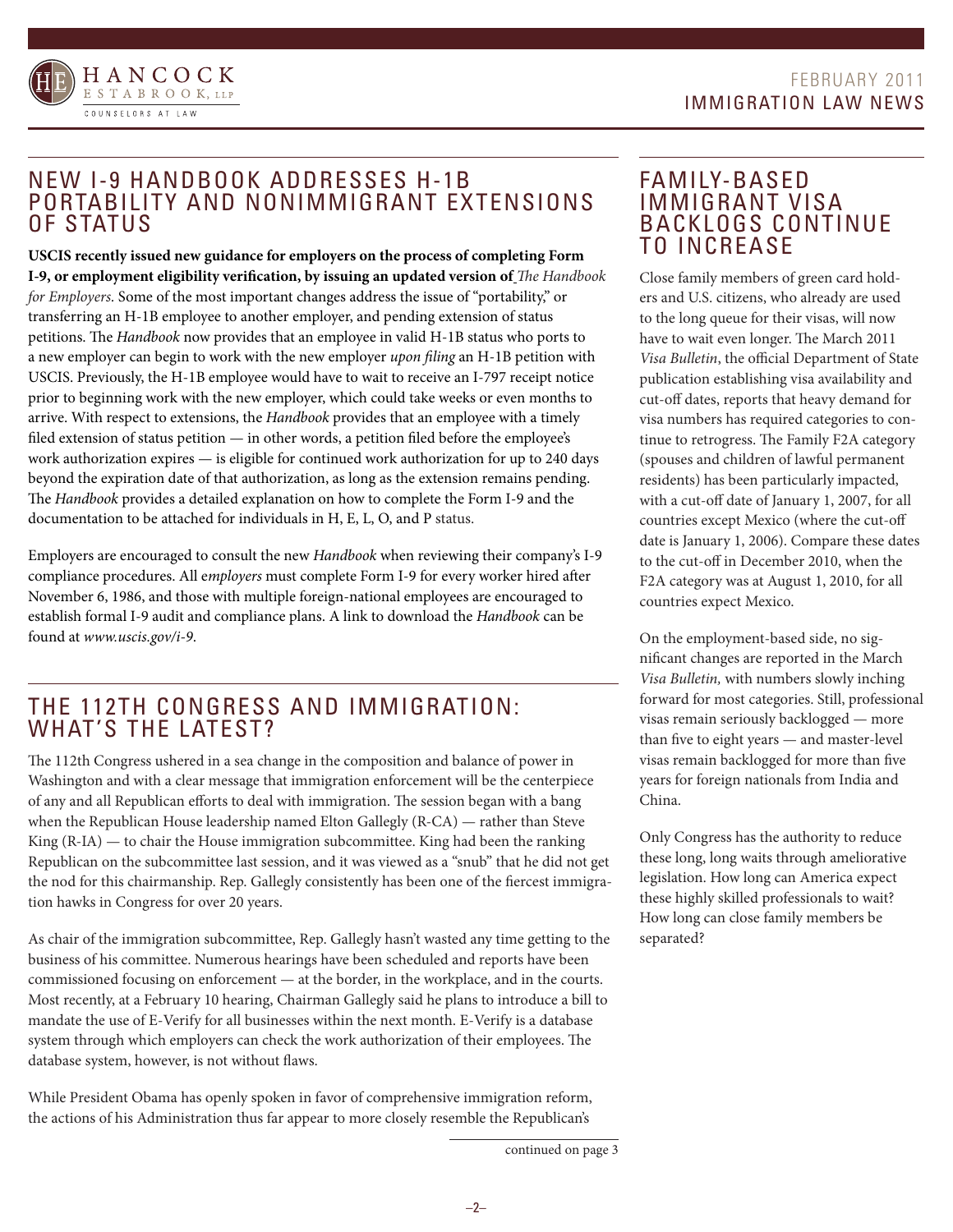## NEW I-9 HANDBOOK ADDRESSES H-1B PORTABILITY AND NONIMMIGRANT EXTENSIONS OF STATUS

**USCIS recently issued new guidance for employers on the process of completing Form I-9, or employment eligibility verification, by issuing an updated version of** *The Handbook for Employers*. Some of the most important changes address the issue of "portability," or transferring an H-1B employee to another employer, and pending extension of status petitions. The *Handbook* now provides that an employee in valid H-1B status who ports to a new employer can begin to work with the new employer *upon filing* an H-1B petition with USCIS. Previously, the H-1B employee would have to wait to receive an I-797 receipt notice prior to beginning work with the new employer, which could take weeks or even months to arrive. With respect to extensions, the *Handbook* provides that an employee with a timely filed extension of status petition — in other words, a petition filed before the employee's work authorization expires — is eligible for continued work authorization for up to 240 days beyond the expiration date of that authorization, as long as the extension remains pending. The *Handbook* provides a detailed explanation on how to complete the Form I-9 and the documentation to be attached for individuals in H, E, L, O, and P status.

Employers are encouraged to consult the new *Handbook* when reviewing their company's I-9 compliance procedures. All e*mployers* must complete Form I-9 for every worker hired after November 6, 1986, and those with multiple foreign-national employees are encouraged to establish formal I-9 audit and compliance plans. A link to download the *Handbook* can be found at *www.uscis.gov/i-9*.

## THE 112TH CONGRESS AND IMMIGRATION: WHAT'S THE LATEST?

The 112th Congress ushered in a sea change in the composition and balance of power in Washington and with a clear message that immigration enforcement will be the centerpiece of any and all Republican efforts to deal with immigration. The session began with a bang when the Republican House leadership named Elton Gallegly (R-CA) — rather than Steve King (R-IA) — to chair the House immigration subcommittee. King had been the ranking Republican on the subcommittee last session, and it was viewed as a "snub" that he did not get the nod for this chairmanship. Rep. Gallegly consistently has been one of the fiercest immigration hawks in Congress for over 20 years.

As chair of the immigration subcommittee, Rep. Gallegly hasn't wasted any time getting to the business of his committee. Numerous hearings have been scheduled and reports have been commissioned focusing on enforcement — at the border, in the workplace, and in the courts. Most recently, at a February 10 hearing, Chairman Gallegly said he plans to introduce a bill to mandate the use of E-Verify for all businesses within the next month. E-Verify is a database system through which employers can check the work authorization of their employees. The database system, however, is not without flaws.

While President Obama has openly spoken in favor of comprehensive immigration reform, the actions of his Administration thus far appear to more closely resemble the Republican's

continued on page 3

## FAMILY-BASED IMMIGRANT VISA BACKLOGS CONTINUE TO INCREASE

Close family members of green card holders and U.S. citizens, who already are used to the long queue for their visas, will now have to wait even longer. The March 2011 *Visa Bulletin*, the official Department of State publication establishing visa availability and cut-off dates, reports that heavy demand for visa numbers has required categories to continue to retrogress. The Family F2A category (spouses and children of lawful permanent residents) has been particularly impacted, with a cut-off date of January 1, 2007, for all countries except Mexico (where the cut-off date is January 1, 2006). Compare these dates to the cut-off in December 2010, when the F2A category was at August 1, 2010, for all countries expect Mexico.

On the employment-based side, no significant changes are reported in the March *Visa Bulletin,* with numbers slowly inching forward for most categories. Still, professional visas remain seriously backlogged — more than five to eight years — and master-level visas remain backlogged for more than five years for foreign nationals from India and China.

Only Congress has the authority to reduce these long, long waits through ameliorative legislation. How long can America expect these highly skilled professionals to wait? How long can close family members be separated?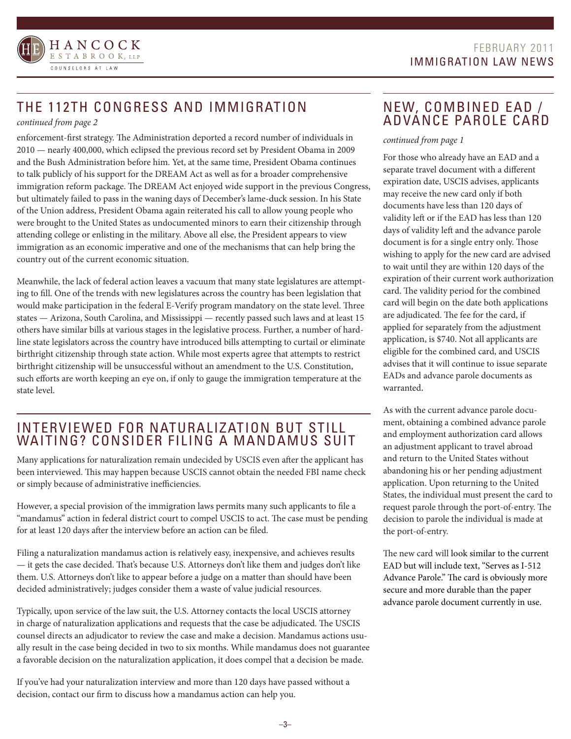## THE 112TH CONGRESS AND IMMIGRATION

*continued from page 2*

enforcement-first strategy. The Administration deported a record number of individuals in 2010 — nearly 400,000, which eclipsed the previous record set by President Obama in 2009 and the Bush Administration before him. Yet, at the same time, President Obama continues to talk publicly of his support for the DREAM Act as well as for a broader comprehensive immigration reform package. The DREAM Act enjoyed wide support in the previous Congress, but ultimately failed to pass in the waning days of December's lame-duck session. In his State of the Union address, President Obama again reiterated his call to allow young people who were brought to the United States as undocumented minors to earn their citizenship through attending college or enlisting in the military. Above all else, the President appears to view immigration as an economic imperative and one of the mechanisms that can help bring the country out of the current economic situation.

Meanwhile, the lack of federal action leaves a vacuum that many state legislatures are attempting to fill. One of the trends with new legislatures across the country has been legislation that would make participation in the federal E-Verify program mandatory on the state level. Three states — Arizona, South Carolina, and Mississippi — recently passed such laws and at least 15 others have similar bills at various stages in the legislative process. Further, a number of hard-line state legislators across the country have introduced bills attempting to curtail or eliminate birthright citizenship through state action. While most experts agree that attempts to restrict birthright citizenship will be unsuccessful without an amendment to the U.S. Constitution, such efforts are worth keeping an eye on, if only to gauge the immigration temperature at the state level.

## INTERVIEWED FOR NATURALIZATION BUT STILL WAITING? CONSIDER FILING A MANDAMUS SUIT

Many applications for naturalization remain undecided by USCIS even after the applicant has been interviewed. This may happen because USCIS cannot obtain the needed FBI name check or simply because of administrative inefficiencies.

However, a special provision of the immigration laws permits many such applicants to file a "mandamus" action in federal district court to compel USCIS to act. The case must be pending for at least 120 days after the interview before an action can be filed.

Filing a naturalization mandamus action is relatively easy, inexpensive, and achieves results — it gets the case decided. That's because U.S. Attorneys don't like them and judges don't like them. U.S. Attorneys don't like to appear before a judge on a matter than should have been decided administratively; judges consider them a waste of value judicial resources.

Typically, upon service of the law suit, the U.S. Attorney contacts the local USCIS attorney in charge of naturalization applications and requests that the case be adjudicated. The USCIS counsel directs an adjudicator to review the case and make a decision. Mandamus actions usually result in the case being decided in two to six months. While mandamus does not guarantee a favorable decision on the naturalization application, it does compel that a decision be made.

If you've had your naturalization interview and more than 120 days have passed without a decision, contact our firm to discuss how a mandamus action can help you.

## NEW, COMBINED EAD / ADVANCE PAROLE CARD

*continued from page 1*

For those who already have an EAD and a separate travel document with a different expiration date, USCIS advises, applicants may receive the new card only if both documents have less than 120 days of validity left or if the EAD has less than 120 days of validity left and the advance parole document is for a single entry only. Those wishing to apply for the new card are advised to wait until they are within 120 days of the expiration of their current work authorization card. The validity period for the combined card will begin on the date both applications are adjudicated. The fee for the card, if applied for separately from the adjustment application, is $740. Not all applicants are eligible for the combined card, and USCIS advises that it will continue to issue separate EADs and advance parole documents as warranted.

As with the current advance parole document, obtaining a combined advance parole and employment authorization card allows an adjustment applicant to travel abroad and return to the United States without abandoning his or her pending adjustment application. Upon returning to the United States, the individual must present the card to request parole through the port-of-entry. The decision to parole the individual is made at the port-of-entry.

The new card will look similar to the current EAD but will include text, "Serves as I-512 Advance Parole." The card is obviously more secure and more durable than the paper advance parole document currently in use.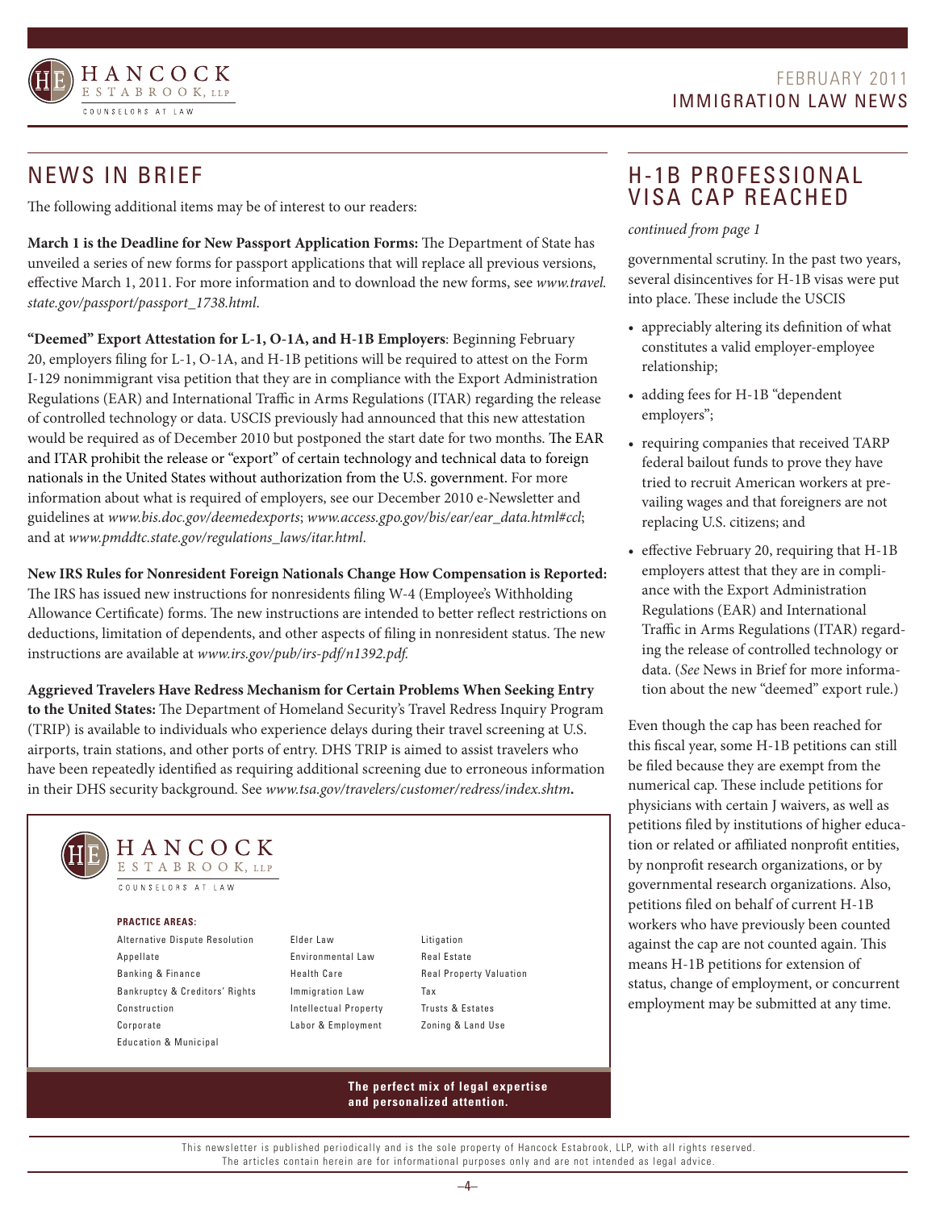## NEWS IN BRIEF

The following additional items may be of interest to our readers:

**March 1 is the Deadline for New Passport Application Forms:** The Department of State has unveiled a series of new forms for passport applications that will replace all previous versions, effective March 1, 2011. For more information and to download the new forms, see *www.travel.state.gov/passport/passport_1738.html*.

**"Deemed" Export Attestation for L-1, O-1A, and H-1B Employers**: Beginning February 20, employers filing for L-1, O-1A, and H-1B petitions will be required to attest on the Form I-129 nonimmigrant visa petition that they are in compliance with the Export Administration Regulations (EAR) and International Traffic in Arms Regulations (ITAR) regarding the release of controlled technology or data. USCIS previously had announced that this new attestation would be required as of December 2010 but postponed the start date for two months. The EAR and ITAR prohibit the release or "export" of certain technology and technical data to foreign nationals in the United States without authorization from the U.S. government. For more information about what is required of employers, see our December 2010 e-Newsletter and guidelines at *www.bis.doc.gov/deemedexports*; *www.access.gpo.gov/bis/ear/ear_data.html#ccl*; and at *www.pmddtc.state.gov/regulations_laws/itar.html*.

**New IRS Rules for Nonresident Foreign Nationals Change How Compensation is Reported:** The IRS has issued new instructions for nonresidents filing W-4 (Employee's Withholding Allowance Certificate) forms. The new instructions are intended to better reflect restrictions on deductions, limitation of dependents, and other aspects of filing in nonresident status. The new instructions are available at *www.irs.gov/pub/irs-pdf/n1392.pdf.*

**Aggrieved Travelers Have Redress Mechanism for Certain Problems When Seeking Entry to the United States:** The Department of Homeland Security's Travel Redress Inquiry Program (TRIP) is available to individuals who experience delays during their travel screening at U.S. airports, train stations, and other ports of entry. DHS TRIP is aimed to assist travelers who have been repeatedly identified as requiring additional screening due to erroneous information in their DHS security background. See *www.tsa.gov/travelers/customer/redress/index.shtm***.**

HANCOCK ESTABROOK, LLP
COUNSELORS AT LAW

**PRACTICE AREAS:**

Alternative Dispute Resolution
Appellate
Banking & Finance
Bankruptcy & Creditors' Rights
Construction
Corporate
Education & Municipal
Elder Law
Environmental Law
Health Care
Immigration Law
Intellectual Property
Labor & Employment
Litigation
Real Estate
Real Property Valuation
Tax
Trusts & Estates
Zoning & Land Use

**The perfect mix of legal expertise and personalized attention.**

## H-1B PROFESSIONAL VISA CAP REACHED

*continued from page 1*

governmental scrutiny. In the past two years, several disincentives for H-1B visas were put into place. These include the USCIS

- appreciably altering its definition of what constitutes a valid employer-employee relationship;
- adding fees for H-1B "dependent employers";
- requiring companies that received TARP federal bailout funds to prove they have tried to recruit American workers at prevailing wages and that foreigners are not replacing U.S. citizens; and
- effective February 20, requiring that H-1B employers attest that they are in compliance with the Export Administration Regulations (EAR) and International Traffic in Arms Regulations (ITAR) regarding the release of controlled technology or data. (*See* News in Brief for more information about the new "deemed" export rule.)

Even though the cap has been reached for this fiscal year, some H-1B petitions can still be filed because they are exempt from the numerical cap. These include petitions for physicians with certain J waivers, as well as petitions filed by institutions of higher education or related or affiliated nonprofit entities, by nonprofit research organizations, or by governmental research organizations. Also, petitions filed on behalf of current H-1B workers who have previously been counted against the cap are not counted again. This means H-1B petitions for extension of status, change of employment, or concurrent employment may be submitted at any time.

This newsletter is published periodically and is the sole property of Hancock Estabrook, LLP, with all rights reserved. The articles contain herein are for informational purposes only and are not intended as legal advice.